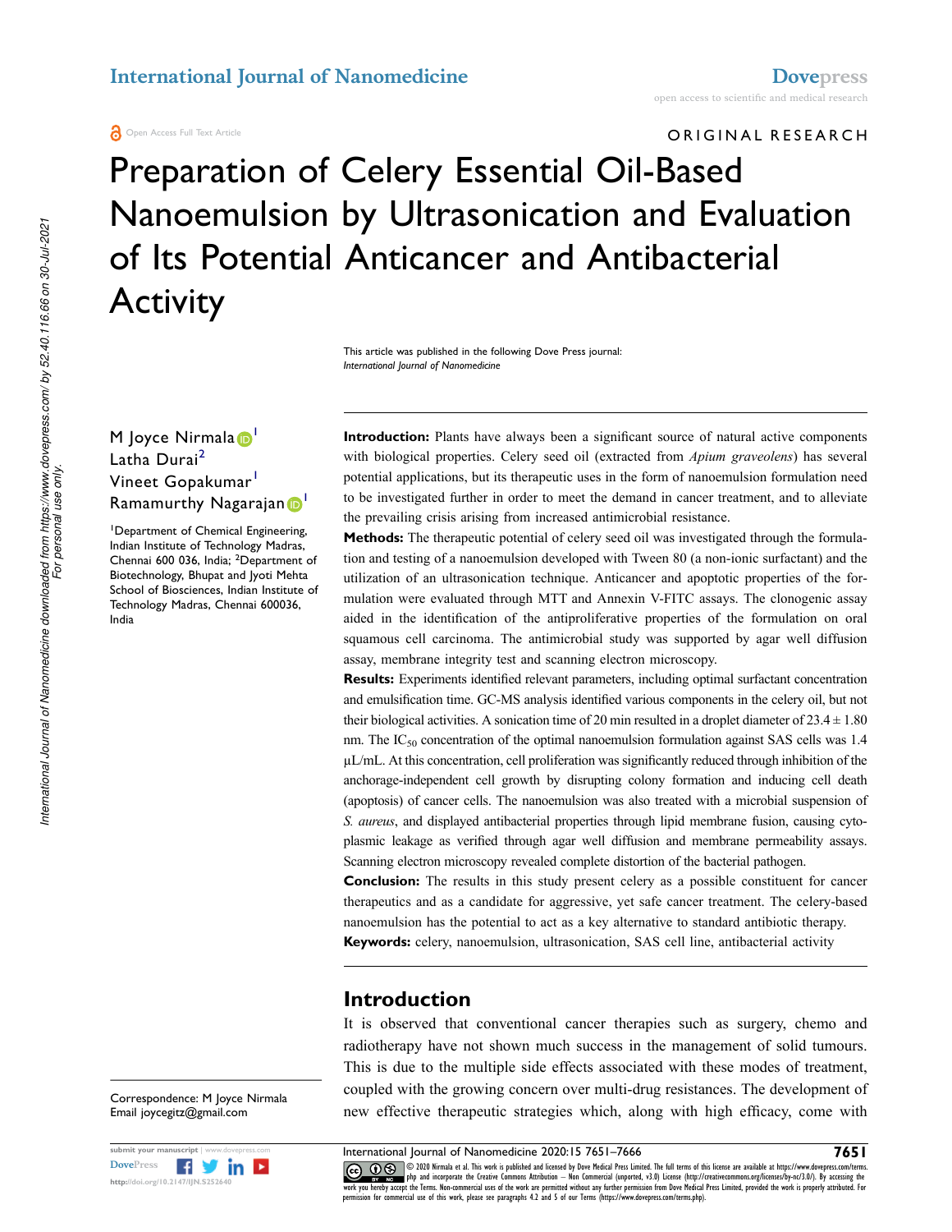Open Access Full Text Article

ORIGINAL RESEARCH

# Preparation of Celery Essential Oil-Based Nanoemulsion by Ultrasonication and Evaluation of Its Potential Anticancer and Antibacterial Activity

This article was published in the following Dove Press journal:
*International Journal of Nanomedicine*

M Joyce Nirmala[1]
Latha Durai[2]
Vineet Gopakumar[1]
Ramamurthy Nagarajan[1]

[1]Department of Chemical Engineering, Indian Institute of Technology Madras, Chennai 600 036, India; [2]Department of Biotechnology, Bhupat and Jyoti Mehta School of Biosciences, Indian Institute of Technology Madras, Chennai 600036, India

**Introduction:** Plants have always been a significant source of natural active components with biological properties. Celery seed oil (extracted from *Apium graveolens*) has several potential applications, but its therapeutic uses in the form of nanoemulsion formulation need to be investigated further in order to meet the demand in cancer treatment, and to alleviate the prevailing crisis arising from increased antimicrobial resistance.

**Methods:** The therapeutic potential of celery seed oil was investigated through the formulation and testing of a nanoemulsion developed with Tween 80 (a non-ionic surfactant) and the utilization of an ultrasonication technique. Anticancer and apoptotic properties of the formulation were evaluated through MTT and Annexin V-FITC assays. The clonogenic assay aided in the identification of the antiproliferative properties of the formulation on oral squamous cell carcinoma. The antimicrobial study was supported by agar well diffusion assay, membrane integrity test and scanning electron microscopy.

**Results:** Experiments identified relevant parameters, including optimal surfactant concentration and emulsification time. GC-MS analysis identified various components in the celery oil, but not their biological activities. A sonication time of 20 min resulted in a droplet diameter of $23.4 \pm 1.80$ nm. The $IC_{50}$ concentration of the optimal nanoemulsion formulation against SAS cells was 1.4 µL/mL. At this concentration, cell proliferation was significantly reduced through inhibition of the anchorage-independent cell growth by disrupting colony formation and inducing cell death (apoptosis) of cancer cells. The nanoemulsion was also treated with a microbial suspension of *S. aureus*, and displayed antibacterial properties through lipid membrane fusion, causing cytoplasmic leakage as verified through agar well diffusion and membrane permeability assays. Scanning electron microscopy revealed complete distortion of the bacterial pathogen.

**Conclusion:** The results in this study present celery as a possible constituent for cancer therapeutics and as a candidate for aggressive, yet safe cancer treatment. The celery-based nanoemulsion has the potential to act as a key alternative to standard antibiotic therapy.

**Keywords:** celery, nanoemulsion, ultrasonication, SAS cell line, antibacterial activity

## Introduction

It is observed that conventional cancer therapies such as surgery, chemo and radiotherapy have not shown much success in the management of solid tumours. This is due to the multiple side effects associated with these modes of treatment, coupled with the growing concern over multi-drug resistances. The development of new effective therapeutic strategies which, along with high efficacy, come with

Correspondence: M Joyce Nirmala
Email joycegitz@gmail.com

© 2020 Nirmala et al. This work is published and licensed by Dove Medical Press Limited. The full terms of this license are available at https://www.dovepress.com/terms.php and incorporate the Creative Commons Attribution – Non Commercial (unported, v3.0) License (http://creativecommons.org/licenses/by-nc/3.0/). By accessing the work you hereby accept the Terms. Non-commercial uses of the work are permitted without any further permission from Dove Medical Press Limited, provided the work is properly attributed. For permission for commercial use of this work, please see paragraphs 4.2 and 5 of our Terms (https://www.dovepress.com/terms.php).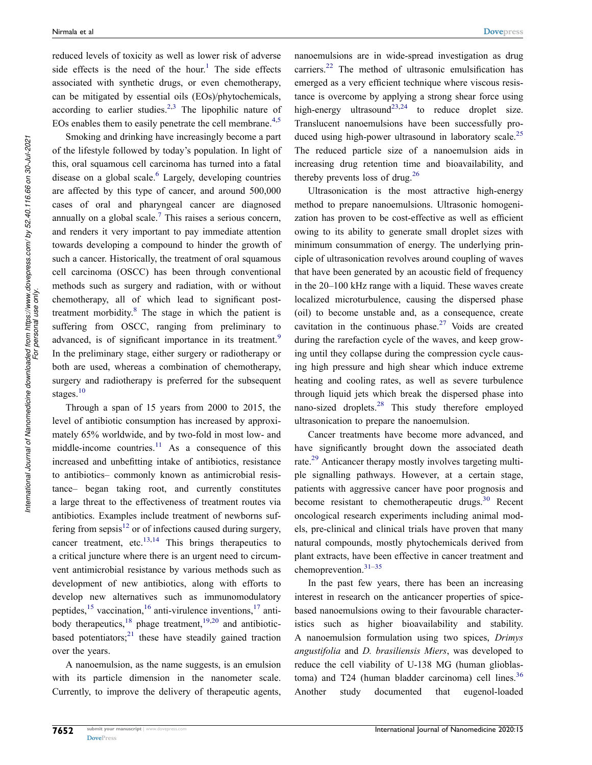reduced levels of toxicity as well as lower risk of adverse side effects is the need of the hour.[1] The side effects associated with synthetic drugs, or even chemotherapy, can be mitigated by essential oils (EOs)/phytochemicals, according to earlier studies.[2,3] The lipophilic nature of EOs enables them to easily penetrate the cell membrane.[4,5]

Smoking and drinking have increasingly become a part of the lifestyle followed by today's population. In light of this, oral squamous cell carcinoma has turned into a fatal disease on a global scale.[6] Largely, developing countries are affected by this type of cancer, and around 500,000 cases of oral and pharyngeal cancer are diagnosed annually on a global scale.[7] This raises a serious concern, and renders it very important to pay immediate attention towards developing a compound to hinder the growth of such a cancer. Historically, the treatment of oral squamous cell carcinoma (OSCC) has been through conventional methods such as surgery and radiation, with or without chemotherapy, all of which lead to significant post-treatment morbidity.[8] The stage in which the patient is suffering from OSCC, ranging from preliminary to advanced, is of significant importance in its treatment.[9] In the preliminary stage, either surgery or radiotherapy or both are used, whereas a combination of chemotherapy, surgery and radiotherapy is preferred for the subsequent stages.[10]

Through a span of 15 years from 2000 to 2015, the level of antibiotic consumption has increased by approximately 65% worldwide, and by two-fold in most low- and middle-income countries.[11] As a consequence of this increased and unbefitting intake of antibiotics, resistance to antibiotics– commonly known as antimicrobial resistance– began taking root, and currently constitutes a large threat to the effectiveness of treatment routes via antibiotics. Examples include treatment of newborns suffering from sepsis[12] or of infections caused during surgery, cancer treatment, etc.[13,14] This brings therapeutics to a critical juncture where there is an urgent need to circumvent antimicrobial resistance by various methods such as development of new antibiotics, along with efforts to develop new alternatives such as immunomodulatory peptides,[15] vaccination,[16] anti-virulence inventions,[17] antibody therapeutics,[18] phage treatment,[19,20] and antibiotic-based potentiators;[21] these have steadily gained traction over the years.

A nanoemulsion, as the name suggests, is an emulsion with its particle dimension in the nanometer scale. Currently, to improve the delivery of therapeutic agents, nanoemulsions are in wide-spread investigation as drug carriers.[22] The method of ultrasonic emulsification has emerged as a very efficient technique where viscous resistance is overcome by applying a strong shear force using high-energy ultrasound[23,24] to reduce droplet size. Translucent nanoemulsions have been successfully produced using high-power ultrasound in laboratory scale.[25] The reduced particle size of a nanoemulsion aids in increasing drug retention time and bioavailability, and thereby prevents loss of drug.[26]

Ultrasonication is the most attractive high-energy method to prepare nanoemulsions. Ultrasonic homogenization has proven to be cost-effective as well as efficient owing to its ability to generate small droplet sizes with minimum consummation of energy. The underlying principle of ultrasonication revolves around coupling of waves that have been generated by an acoustic field of frequency in the 20–100 kHz range with a liquid. These waves create localized microturbulence, causing the dispersed phase (oil) to become unstable and, as a consequence, create cavitation in the continuous phase.[27] Voids are created during the rarefaction cycle of the waves, and keep growing until they collapse during the compression cycle causing high pressure and high shear which induce extreme heating and cooling rates, as well as severe turbulence through liquid jets which break the dispersed phase into nano-sized droplets.[28] This study therefore employed ultrasonication to prepare the nanoemulsion.

Cancer treatments have become more advanced, and have significantly brought down the associated death rate.[29] Anticancer therapy mostly involves targeting multiple signalling pathways. However, at a certain stage, patients with aggressive cancer have poor prognosis and become resistant to chemotherapeutic drugs.[30] Recent oncological research experiments including animal models, pre-clinical and clinical trials have proven that many natural compounds, mostly phytochemicals derived from plant extracts, have been effective in cancer treatment and chemoprevention.[31–35]

In the past few years, there has been an increasing interest in research on the anticancer properties of spice-based nanoemulsions owing to their favourable characteristics such as higher bioavailability and stability. A nanoemulsion formulation using two spices, *Drimys angustifolia* and *D. brasiliensis Miers*, was developed to reduce the cell viability of U-138 MG (human glioblastoma) and T24 (human bladder carcinoma) cell lines.[36] Another study documented that eugenol-loaded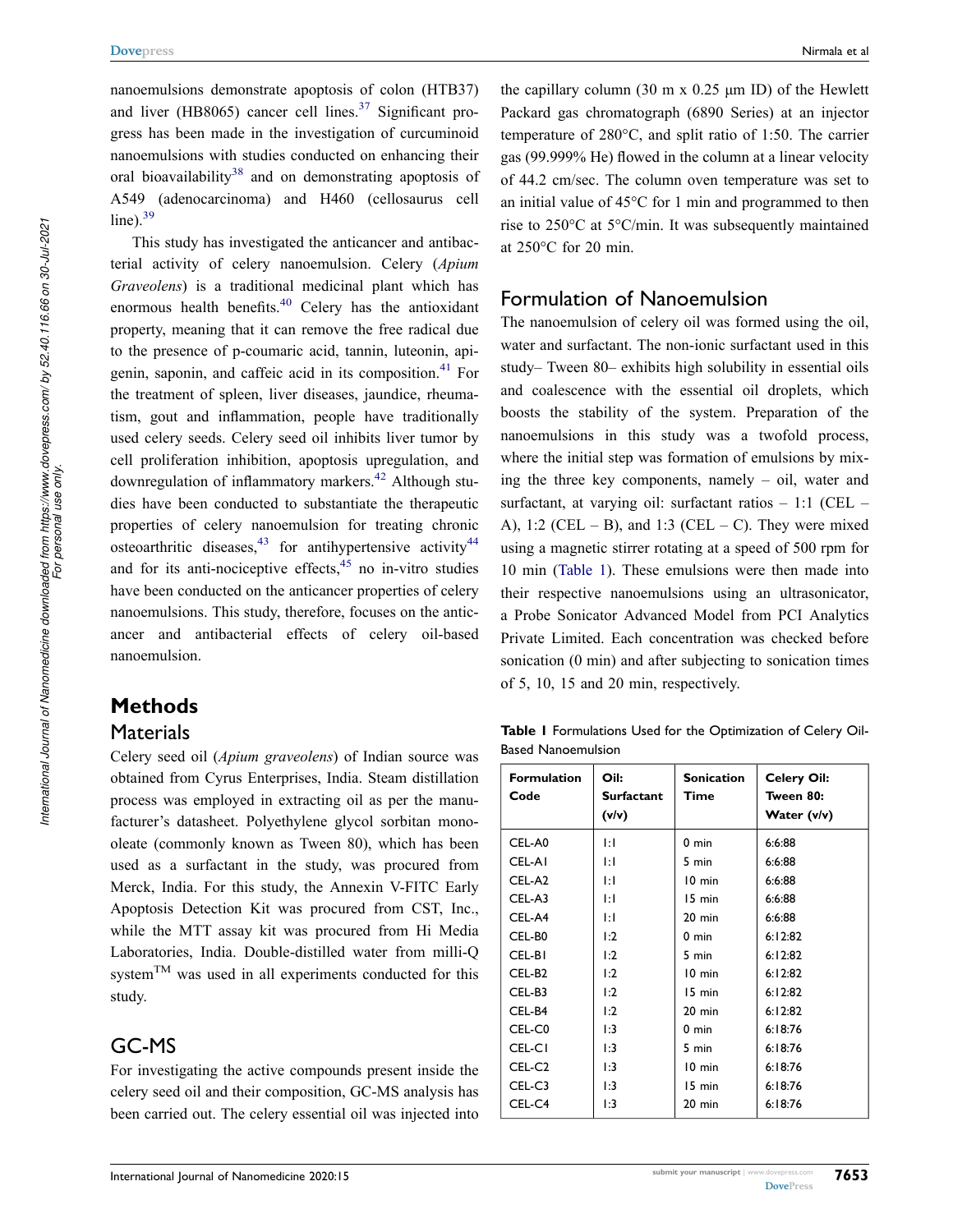nanoemulsions demonstrate apoptosis of colon (HTB37) and liver (HB8065) cancer cell lines.[37] Significant progress has been made in the investigation of curcuminoid nanoemulsions with studies conducted on enhancing their oral bioavailability[38] and on demonstrating apoptosis of A549 (adenocarcinoma) and H460 (cellosaurus cell line).[39]

This study has investigated the anticancer and antibacterial activity of celery nanoemulsion. Celery (*Apium Graveolens*) is a traditional medicinal plant which has enormous health benefits.[40] Celery has the antioxidant property, meaning that it can remove the free radical due to the presence of p-coumaric acid, tannin, luteonin, apigenin, saponin, and caffeic acid in its composition.[41] For the treatment of spleen, liver diseases, jaundice, rheumatism, gout and inflammation, people have traditionally used celery seeds. Celery seed oil inhibits liver tumor by cell proliferation inhibition, apoptosis upregulation, and downregulation of inflammatory markers.[42] Although studies have been conducted to substantiate the therapeutic properties of celery nanoemulsion for treating chronic osteoarthritic diseases,[43] for antihypertensive activity[44] and for its anti-nociceptive effects,[45] no in-vitro studies have been conducted on the anticancer properties of celery nanoemulsions. This study, therefore, focuses on the anticancer and antibacterial effects of celery oil-based nanoemulsion.

# Methods

## Materials

Celery seed oil (*Apium graveolens*) of Indian source was obtained from Cyrus Enterprises, India. Steam distillation process was employed in extracting oil as per the manufacturer's datasheet. Polyethylene glycol sorbitan monooleate (commonly known as Tween 80), which has been used as a surfactant in the study, was procured from Merck, India. For this study, the Annexin V-FITC Early Apoptosis Detection Kit was procured from CST, Inc., while the MTT assay kit was procured from Hi Media Laboratories, India. Double-distilled water from milli-Q system[TM] was used in all experiments conducted for this study.

## GC-MS

For investigating the active compounds present inside the celery seed oil and their composition, GC-MS analysis has been carried out. The celery essential oil was injected into the capillary column (30 m x 0.25 µm ID) of the Hewlett Packard gas chromatograph (6890 Series) at an injector temperature of 280°C, and split ratio of 1:50. The carrier gas (99.999% He) flowed in the column at a linear velocity of 44.2 cm/sec. The column oven temperature was set to an initial value of 45°C for 1 min and programmed to then rise to 250°C at 5°C/min. It was subsequently maintained at 250°C for 20 min.

## Formulation of Nanoemulsion

The nanoemulsion of celery oil was formed using the oil, water and surfactant. The non-ionic surfactant used in this study– Tween 80– exhibits high solubility in essential oils and coalescence with the essential oil droplets, which boosts the stability of the system. Preparation of the nanoemulsions in this study was a twofold process, where the initial step was formation of emulsions by mixing the three key components, namely – oil, water and surfactant, at varying oil: surfactant ratios – 1:1 (CEL – A), 1:2 (CEL – B), and 1:3 (CEL – C). They were mixed using a magnetic stirrer rotating at a speed of 500 rpm for 10 min (Table 1). These emulsions were then made into their respective nanoemulsions using an ultrasonicator, a Probe Sonicator Advanced Model from PCI Analytics Private Limited. Each concentration was checked before sonication (0 min) and after subjecting to sonication times of 5, 10, 15 and 20 min, respectively.

**Table 1** Formulations Used for the Optimization of Celery Oil-Based Nanoemulsion

| Formulation Code | Oil: Surfactant (v/v) | Sonication Time | Celery Oil: Tween 80: Water (v/v) |
|---|---|---|---|
| CEL-A0 | 1:1 | 0 min | 6:6:88 |
| CEL-A1 | 1:1 | 5 min | 6:6:88 |
| CEL-A2 | 1:1 | 10 min | 6:6:88 |
| CEL-A3 | 1:1 | 15 min | 6:6:88 |
| CEL-A4 | 1:1 | 20 min | 6:6:88 |
| CEL-B0 | 1:2 | 0 min | 6:12:82 |
| CEL-B1 | 1:2 | 5 min | 6:12:82 |
| CEL-B2 | 1:2 | 10 min | 6:12:82 |
| CEL-B3 | 1:2 | 15 min | 6:12:82 |
| CEL-B4 | 1:2 | 20 min | 6:12:82 |
| CEL-C0 | 1:3 | 0 min | 6:18:76 |
| CEL-C1 | 1:3 | 5 min | 6:18:76 |
| CEL-C2 | 1:3 | 10 min | 6:18:76 |
| CEL-C3 | 1:3 | 15 min | 6:18:76 |
| CEL-C4 | 1:3 | 20 min | 6:18:76 |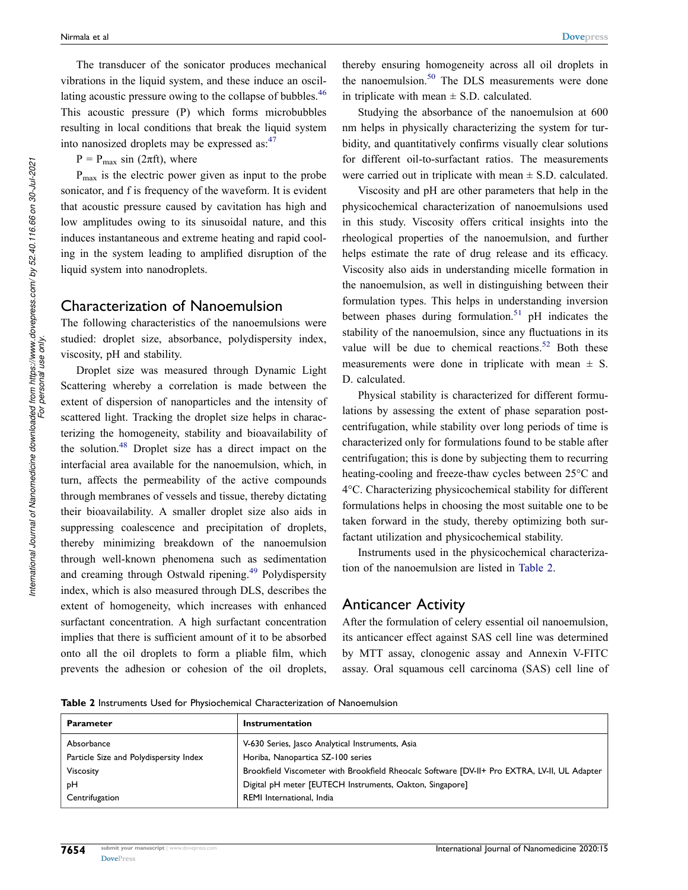The transducer of the sonicator produces mechanical vibrations in the liquid system, and these induce an oscillating acoustic pressure owing to the collapse of bubbles.[46] This acoustic pressure (P) which forms microbubbles resulting in local conditions that break the liquid system into nanosized droplets may be expressed as:[47]

$P = P_{max} \sin (2\pi ft)$, where

$P_{max}$ is the electric power given as input to the probe sonicator, and f is frequency of the waveform. It is evident that acoustic pressure caused by cavitation has high and low amplitudes owing to its sinusoidal nature, and this induces instantaneous and extreme heating and rapid cooling in the system leading to amplified disruption of the liquid system into nanodroplets.

## Characterization of Nanoemulsion

The following characteristics of the nanoemulsions were studied: droplet size, absorbance, polydispersity index, viscosity, pH and stability.

Droplet size was measured through Dynamic Light Scattering whereby a correlation is made between the extent of dispersion of nanoparticles and the intensity of scattered light. Tracking the droplet size helps in characterizing the homogeneity, stability and bioavailability of the solution.[48] Droplet size has a direct impact on the interfacial area available for the nanoemulsion, which, in turn, affects the permeability of the active compounds through membranes of vessels and tissue, thereby dictating their bioavailability. A smaller droplet size also aids in suppressing coalescence and precipitation of droplets, thereby minimizing breakdown of the nanoemulsion through well-known phenomena such as sedimentation and creaming through Ostwald ripening.[49] Polydispersity index, which is also measured through DLS, describes the extent of homogeneity, which increases with enhanced surfactant concentration. A high surfactant concentration implies that there is sufficient amount of it to be absorbed onto all the oil droplets to form a pliable film, which prevents the adhesion or cohesion of the oil droplets, thereby ensuring homogeneity across all oil droplets in the nanoemulsion.[50] The DLS measurements were done in triplicate with mean ± S.D. calculated.

Studying the absorbance of the nanoemulsion at 600 nm helps in physically characterizing the system for turbidity, and quantitatively confirms visually clear solutions for different oil-to-surfactant ratios. The measurements were carried out in triplicate with mean ± S.D. calculated.

Viscosity and pH are other parameters that help in the physicochemical characterization of nanoemulsions used in this study. Viscosity offers critical insights into the rheological properties of the nanoemulsion, and further helps estimate the rate of drug release and its efficacy. Viscosity also aids in understanding micelle formation in the nanoemulsion, as well in distinguishing between their formulation types. This helps in understanding inversion between phases during formulation.[51] pH indicates the stability of the nanoemulsion, since any fluctuations in its value will be due to chemical reactions.[52] Both these measurements were done in triplicate with mean ± S.D. calculated.

Physical stability is characterized for different formulations by assessing the extent of phase separation post-centrifugation, while stability over long periods of time is characterized only for formulations found to be stable after centrifugation; this is done by subjecting them to recurring heating-cooling and freeze-thaw cycles between 25°C and 4°C. Characterizing physicochemical stability for different formulations helps in choosing the most suitable one to be taken forward in the study, thereby optimizing both surfactant utilization and physicochemical stability.

Instruments used in the physicochemical characterization of the nanoemulsion are listed in Table 2.

**Table 2** Instruments Used for Physiochemical Characterization of Nanoemulsion

| Parameter | Instrumentation |
|---|---|
| Absorbance | V-630 Series, Jasco Analytical Instruments, Asia |
| Particle Size and Polydispersity Index | Horiba, Nanopartica SZ-100 series |
| Viscosity | Brookfield Viscometer with Brookfield Rheocalc Software [DV-II+ Pro EXTRA, LV-II, UL Adapter |
| pH | Digital pH meter [EUTECH Instruments, Oakton, Singapore] |
| Centrifugation | REMI International, India |

## Anticancer Activity

After the formulation of celery essential oil nanoemulsion, its anticancer effect against SAS cell line was determined by MTT assay, clonogenic assay and Annexin V-FITC assay. Oral squamous cell carcinoma (SAS) cell line of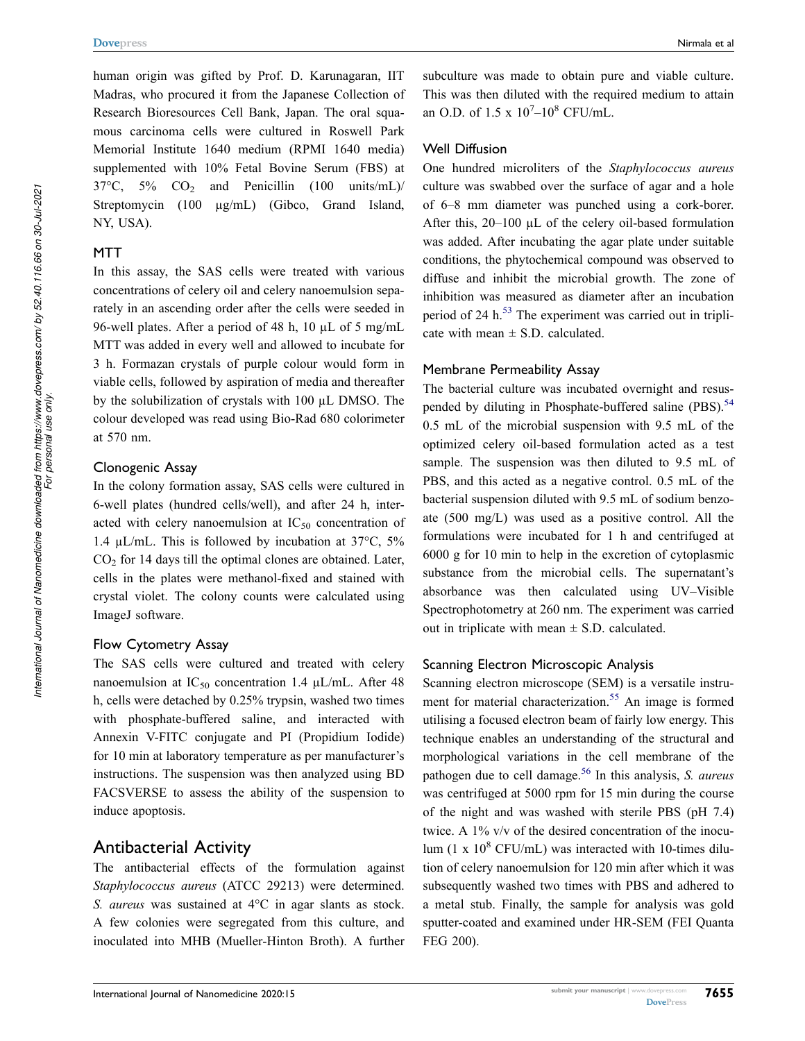human origin was gifted by Prof. D. Karunagaran, IIT Madras, who procured it from the Japanese Collection of Research Bioresources Cell Bank, Japan. The oral squamous carcinoma cells were cultured in Roswell Park Memorial Institute 1640 medium (RPMI 1640 media) supplemented with 10% Fetal Bovine Serum (FBS) at 37°C, 5% $CO_2$ and Penicillin (100 units/mL)/Streptomycin (100 μg/mL) (Gibco, Grand Island, NY, USA).

### MTT

In this assay, the SAS cells were treated with various concentrations of celery oil and celery nanoemulsion separately in an ascending order after the cells were seeded in 96-well plates. After a period of 48 h, 10 μL of 5 mg/mL MTT was added in every well and allowed to incubate for 3 h. Formazan crystals of purple colour would form in viable cells, followed by aspiration of media and thereafter by the solubilization of crystals with 100 μL DMSO. The colour developed was read using Bio-Rad 680 colorimeter at 570 nm.

### Clonogenic Assay

In the colony formation assay, SAS cells were cultured in 6-well plates (hundred cells/well), and after 24 h, interacted with celery nanoemulsion at $IC_{50}$ concentration of 1.4 μL/mL. This is followed by incubation at 37°C, 5% $CO_2$ for 14 days till the optimal clones are obtained. Later, cells in the plates were methanol-fixed and stained with crystal violet. The colony counts were calculated using ImageJ software.

### Flow Cytometry Assay

The SAS cells were cultured and treated with celery nanoemulsion at $IC_{50}$ concentration 1.4 μL/mL. After 48 h, cells were detached by 0.25% trypsin, washed two times with phosphate-buffered saline, and interacted with Annexin V-FITC conjugate and PI (Propidium Iodide) for 10 min at laboratory temperature as per manufacturer's instructions. The suspension was then analyzed using BD FACSVERSE to assess the ability of the suspension to induce apoptosis.

## Antibacterial Activity

The antibacterial effects of the formulation against *Staphylococcus aureus* (ATCC 29213) were determined. *S. aureus* was sustained at 4°C in agar slants as stock. A few colonies were segregated from this culture, and inoculated into MHB (Mueller-Hinton Broth). A further subculture was made to obtain pure and viable culture. This was then diluted with the required medium to attain an O.D. of 1.5 x $10^7$–$10^8$ CFU/mL.

### Well Diffusion

One hundred microliters of the *Staphylococcus aureus* culture was swabbed over the surface of agar and a hole of 6–8 mm diameter was punched using a cork-borer. After this, 20–100 μL of the celery oil-based formulation was added. After incubating the agar plate under suitable conditions, the phytochemical compound was observed to diffuse and inhibit the microbial growth. The zone of inhibition was measured as diameter after an incubation period of 24 h.[53] The experiment was carried out in triplicate with mean ± S.D. calculated.

### Membrane Permeability Assay

The bacterial culture was incubated overnight and resuspended by diluting in Phosphate-buffered saline (PBS).[54] 0.5 mL of the microbial suspension with 9.5 mL of the optimized celery oil-based formulation acted as a test sample. The suspension was then diluted to 9.5 mL of PBS, and this acted as a negative control. 0.5 mL of the bacterial suspension diluted with 9.5 mL of sodium benzoate (500 mg/L) was used as a positive control. All the formulations were incubated for 1 h and centrifuged at 6000 g for 10 min to help in the excretion of cytoplasmic substance from the microbial cells. The supernatant's absorbance was then calculated using UV–Visible Spectrophotometry at 260 nm. The experiment was carried out in triplicate with mean ± S.D. calculated.

### Scanning Electron Microscopic Analysis

Scanning electron microscope (SEM) is a versatile instrument for material characterization.[55] An image is formed utilising a focused electron beam of fairly low energy. This technique enables an understanding of the structural and morphological variations in the cell membrane of the pathogen due to cell damage.[56] In this analysis, *S. aureus* was centrifuged at 5000 rpm for 15 min during the course of the night and was washed with sterile PBS (pH 7.4) twice. A 1% v/v of the desired concentration of the inoculum (1 x $10^8$ CFU/mL) was interacted with 10-times dilution of celery nanoemulsion for 120 min after which it was subsequently washed two times with PBS and adhered to a metal stub. Finally, the sample for analysis was gold sputter-coated and examined under HR-SEM (FEI Quanta FEG 200).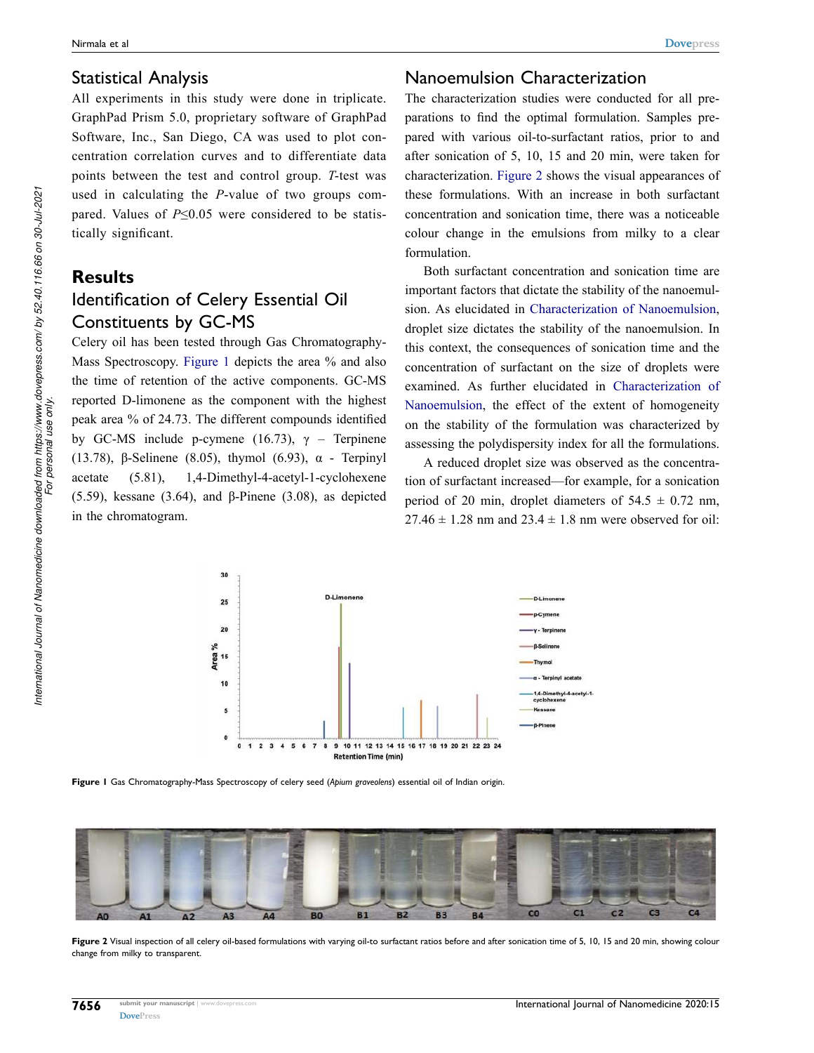## Statistical Analysis

All experiments in this study were done in triplicate. GraphPad Prism 5.0, proprietary software of GraphPad Software, Inc., San Diego, CA was used to plot concentration correlation curves and to differentiate data points between the test and control group. *T*-test was used in calculating the *P*-value of two groups compared. Values of $P \leq 0.05$ were considered to be statistically significant.

# Results

## Identification of Celery Essential Oil Constituents by GC-MS

Celery oil has been tested through Gas Chromatography-Mass Spectroscopy. Figure 1 depicts the area % and also the time of retention of the active components. GC-MS reported D-limonene as the component with the highest peak area % of 24.73. The different compounds identified by GC-MS include p-cymene (16.73), γ – Terpinene (13.78), β-Selinene (8.05), thymol (6.93), α - Terpinyl acetate (5.81), 1,4-Dimethyl-4-acetyl-1-cyclohexene (5.59), kessane (3.64), and β-Pinene (3.08), as depicted in the chromatogram.

Figure 1 Gas Chromatography-Mass Spectroscopy of celery seed (*Apium graveolens*) essential oil of Indian origin.

## Nanoemulsion Characterization

The characterization studies were conducted for all preparations to find the optimal formulation. Samples prepared with various oil-to-surfactant ratios, prior to and after sonication of 5, 10, 15 and 20 min, were taken for characterization. Figure 2 shows the visual appearances of these formulations. With an increase in both surfactant concentration and sonication time, there was a noticeable colour change in the emulsions from milky to a clear formulation.

Both surfactant concentration and sonication time are important factors that dictate the stability of the nanoemulsion. As elucidated in Characterization of Nanoemulsion, droplet size dictates the stability of the nanoemulsion. In this context, the consequences of sonication time and the concentration of surfactant on the size of droplets were examined. As further elucidated in Characterization of Nanoemulsion, the effect of the extent of homogeneity on the stability of the formulation was characterized by assessing the polydispersity index for all the formulations.

A reduced droplet size was observed as the concentration of surfactant increased—for example, for a sonication period of 20 min, droplet diameters of 54.5 ± 0.72 nm, 27.46 ± 1.28 nm and 23.4 ± 1.8 nm were observed for oil:

Figure 2 Visual inspection of all celery oil-based formulations with varying oil-to surfactant ratios before and after sonication time of 5, 10, 15 and 20 min, showing colour change from milky to transparent.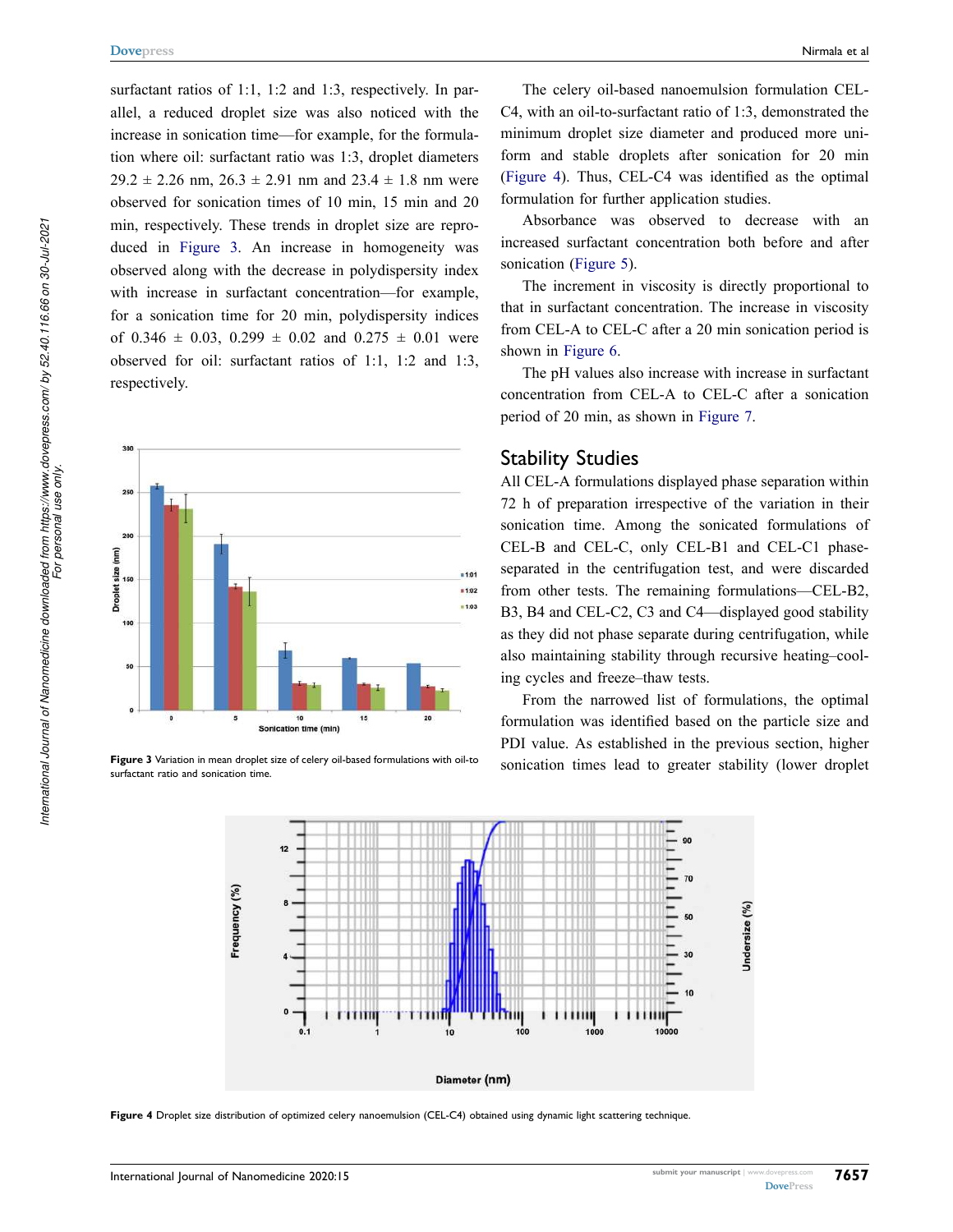surfactant ratios of 1:1, 1:2 and 1:3, respectively. In parallel, a reduced droplet size was also noticed with the increase in sonication time—for example, for the formulation where oil: surfactant ratio was 1:3, droplet diameters 29.2 ± 2.26 nm, 26.3 ± 2.91 nm and 23.4 ± 1.8 nm were observed for sonication times of 10 min, 15 min and 20 min, respectively. These trends in droplet size are reproduced in Figure 3. An increase in homogeneity was observed along with the decrease in polydispersity index with increase in surfactant concentration—for example, for a sonication time for 20 min, polydispersity indices of 0.346 ± 0.03, 0.299 ± 0.02 and 0.275 ± 0.01 were observed for oil: surfactant ratios of 1:1, 1:2 and 1:3, respectively.

**Figure 3** Variation in mean droplet size of celery oil-based formulations with oil-to surfactant ratio and sonication time.

The celery oil-based nanoemulsion formulation CEL-C4, with an oil-to-surfactant ratio of 1:3, demonstrated the minimum droplet size diameter and produced more uniform and stable droplets after sonication for 20 min (Figure 4). Thus, CEL-C4 was identified as the optimal formulation for further application studies.

Absorbance was observed to decrease with an increased surfactant concentration both before and after sonication (Figure 5).

The increment in viscosity is directly proportional to that in surfactant concentration. The increase in viscosity from CEL-A to CEL-C after a 20 min sonication period is shown in Figure 6.

The pH values also increase with increase in surfactant concentration from CEL-A to CEL-C after a sonication period of 20 min, as shown in Figure 7.

## Stability Studies

All CEL-A formulations displayed phase separation within 72 h of preparation irrespective of the variation in their sonication time. Among the sonicated formulations of CEL-B and CEL-C, only CEL-B1 and CEL-C1 phase-separated in the centrifugation test, and were discarded from other tests. The remaining formulations—CEL-B2, B3, B4 and CEL-C2, C3 and C4—displayed good stability as they did not phase separate during centrifugation, while also maintaining stability through recursive heating–cooling cycles and freeze–thaw tests.

From the narrowed list of formulations, the optimal formulation was identified based on the particle size and PDI value. As established in the previous section, higher sonication times lead to greater stability (lower droplet

**Figure 4** Droplet size distribution of optimized celery nanoemulsion (CEL-C4) obtained using dynamic light scattering technique.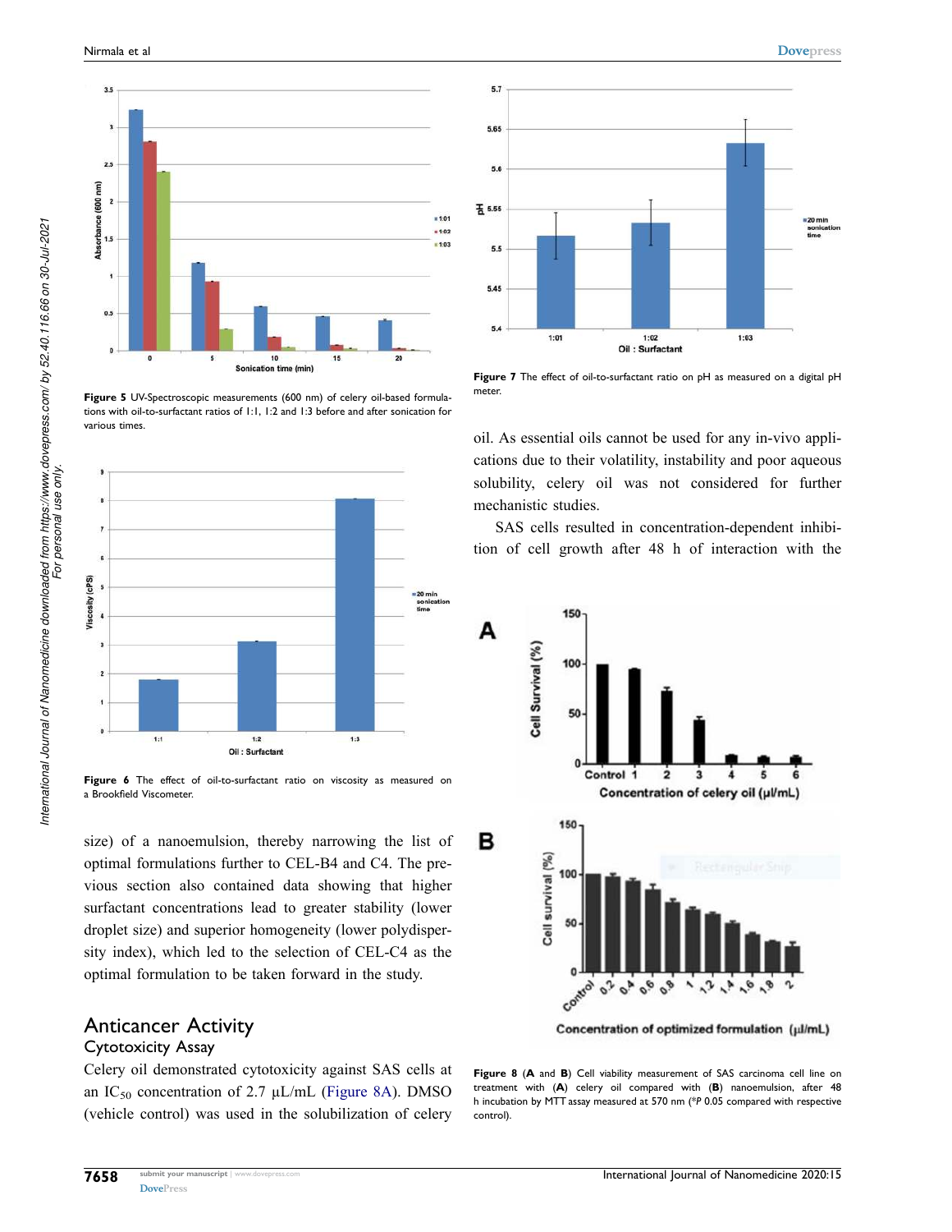Figure 5 UV-Spectroscopic measurements (600 nm) of celery oil-based formulations with oil-to-surfactant ratios of 1:1, 1:2 and 1:3 before and after sonication for various times.

Figure 6 The effect of oil-to-surfactant ratio on viscosity as measured on a Brookfield Viscometer.

size) of a nanoemulsion, thereby narrowing the list of optimal formulations further to CEL-B4 and C4. The previous section also contained data showing that higher surfactant concentrations lead to greater stability (lower droplet size) and superior homogeneity (lower polydispersity index), which led to the selection of CEL-C4 as the optimal formulation to be taken forward in the study.

## Anticancer Activity

### Cytotoxicity Assay

Celery oil demonstrated cytotoxicity against SAS cells at an $IC_{50}$ concentration of 2.7 µL/mL (Figure 8A). DMSO (vehicle control) was used in the solubilization of celery oil. As essential oils cannot be used for any in-vivo applications due to their volatility, instability and poor aqueous solubility, celery oil was not considered for further mechanistic studies.

SAS cells resulted in concentration-dependent inhibition of cell growth after 48 h of interaction with the

Figure 7 The effect of oil-to-surfactant ratio on pH as measured on a digital pH meter.

Figure 8 (A and B) Cell viability measurement of SAS carcinoma cell line on treatment with (A) celery oil compared with (B) nanoemulsion, after 48 h incubation by MTT assay measured at 570 nm (*P 0.05 compared with respective control).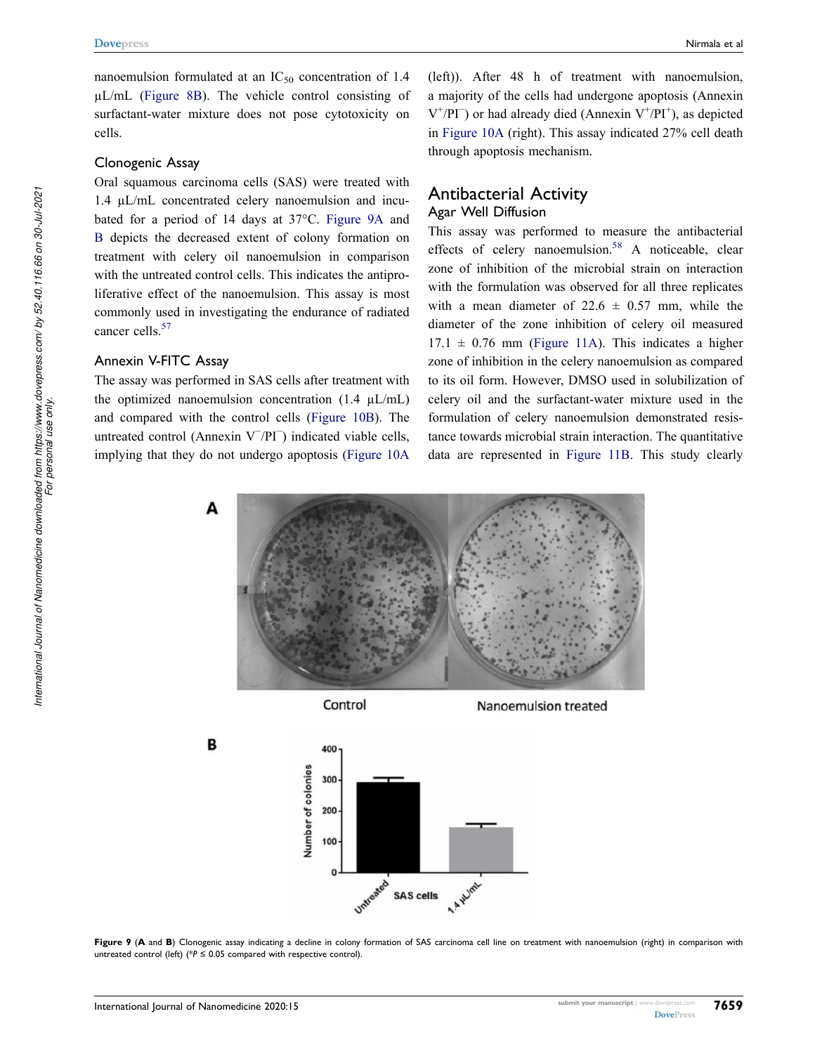nanoemulsion formulated at an $IC_{50}$ concentration of 1.4 μL/mL (Figure 8B). The vehicle control consisting of surfactant-water mixture does not pose cytotoxicity on cells.

### Clonogenic Assay

Oral squamous carcinoma cells (SAS) were treated with 1.4 μL/mL concentrated celery nanoemulsion and incubated for a period of 14 days at 37°C. Figure 9A and B depicts the decreased extent of colony formation on treatment with celery oil nanoemulsion in comparison with the untreated control cells. This indicates the antiproliferative effect of the nanoemulsion. This assay is most commonly used in investigating the endurance of radiated cancer cells.[57]

### Annexin V-FITC Assay

The assay was performed in SAS cells after treatment with the optimized nanoemulsion concentration (1.4 μL/mL) and compared with the control cells (Figure 10B). The untreated control (Annexin $V^{-}/PI^{-}$) indicated viable cells, implying that they do not undergo apoptosis (Figure 10A (left)). After 48 h of treatment with nanoemulsion, a majority of the cells had undergone apoptosis (Annexin $V^{+}/PI^{-}$) or had already died (Annexin $V^{+}/PI^{+}$), as depicted in Figure 10A (right). This assay indicated 27% cell death through apoptosis mechanism.

## Antibacterial Activity

### Agar Well Diffusion

This assay was performed to measure the antibacterial effects of celery nanoemulsion.[58] A noticeable, clear zone of inhibition of the microbial strain on interaction with the formulation was observed for all three replicates with a mean diameter of 22.6 ± 0.57 mm, while the diameter of the zone inhibition of celery oil measured 17.1 ± 0.76 mm (Figure 11A). This indicates a higher zone of inhibition in the celery nanoemulsion as compared to its oil form. However, DMSO used in solubilization of celery oil and the surfactant-water mixture used in the formulation of celery nanoemulsion demonstrated resistance towards microbial strain interaction. The quantitative data are represented in Figure 11B. This study clearly

**Figure 9** (**A** and **B**) Clonogenic assay indicating a decline in colony formation of SAS carcinoma cell line on treatment with nanoemulsion (right) in comparison with untreated control (left) (*$P \leq 0.05$ compared with respective control).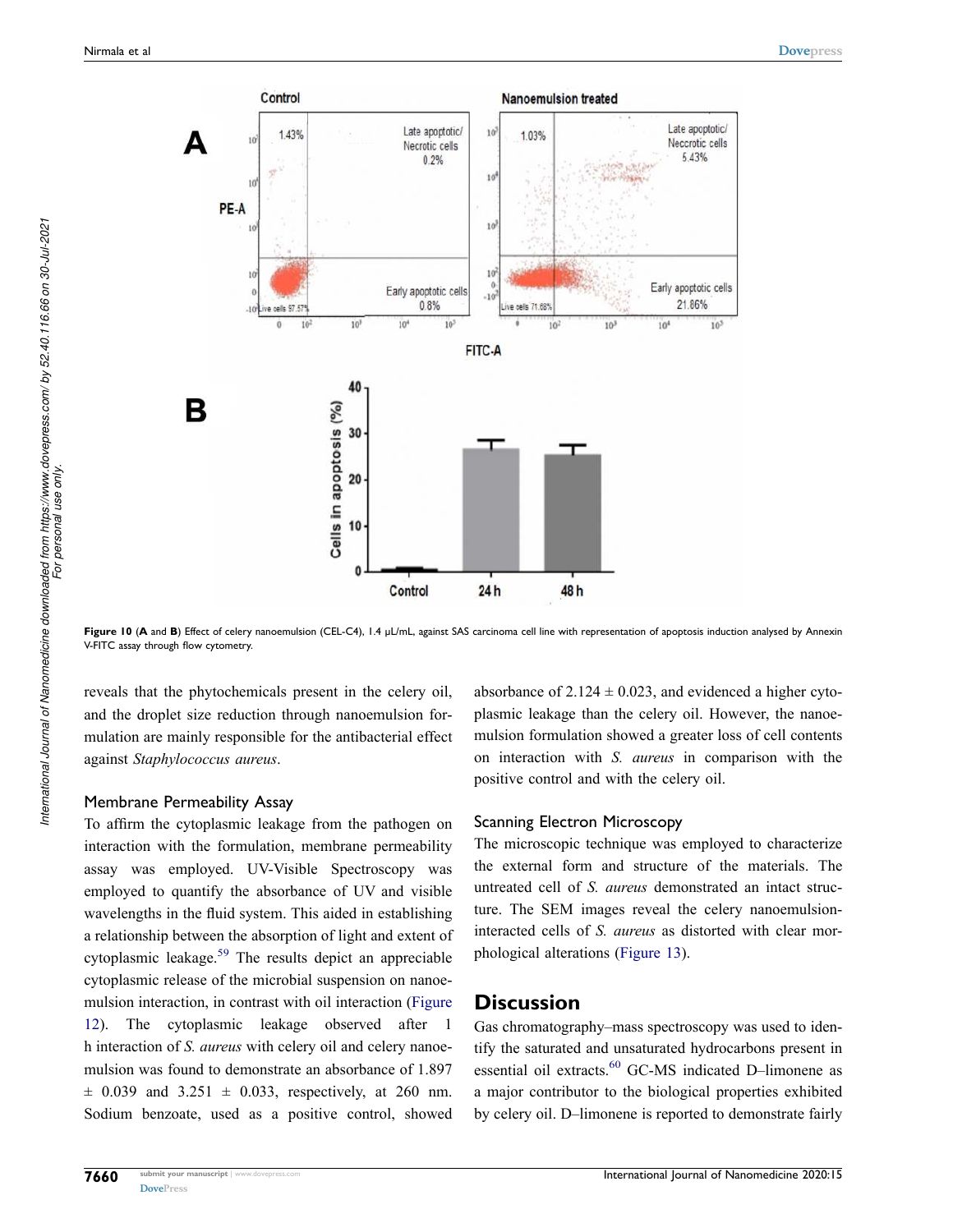Figure 10 (A and B) Effect of celery nanoemulsion (CEL-C4), 1.4 µL/mL, against SAS carcinoma cell line with representation of apoptosis induction analysed by Annexin V-FITC assay through flow cytometry.

reveals that the phytochemicals present in the celery oil, and the droplet size reduction through nanoemulsion formulation are mainly responsible for the antibacterial effect against *Staphylococcus aureus*.

### Membrane Permeability Assay

To affirm the cytoplasmic leakage from the pathogen on interaction with the formulation, membrane permeability assay was employed. UV-Visible Spectroscopy was employed to quantify the absorbance of UV and visible wavelengths in the fluid system. This aided in establishing a relationship between the absorption of light and extent of cytoplasmic leakage.[59] The results depict an appreciable cytoplasmic release of the microbial suspension on nanoemulsion interaction, in contrast with oil interaction (Figure 12). The cytoplasmic leakage observed after 1 h interaction of *S. aureus* with celery oil and celery nanoemulsion was found to demonstrate an absorbance of 1.897 ± 0.039 and 3.251 ± 0.033, respectively, at 260 nm. Sodium benzoate, used as a positive control, showed absorbance of 2.124 ± 0.023, and evidenced a higher cytoplasmic leakage than the celery oil. However, the nanoemulsion formulation showed a greater loss of cell contents on interaction with *S. aureus* in comparison with the positive control and with the celery oil.

### Scanning Electron Microscopy

The microscopic technique was employed to characterize the external form and structure of the materials. The untreated cell of *S. aureus* demonstrated an intact structure. The SEM images reveal the celery nanoemulsion-interacted cells of *S. aureus* as distorted with clear morphological alterations (Figure 13).

## Discussion

Gas chromatography–mass spectroscopy was used to identify the saturated and unsaturated hydrocarbons present in essential oil extracts.[60] GC-MS indicated D–limonene as a major contributor to the biological properties exhibited by celery oil. D–limonene is reported to demonstrate fairly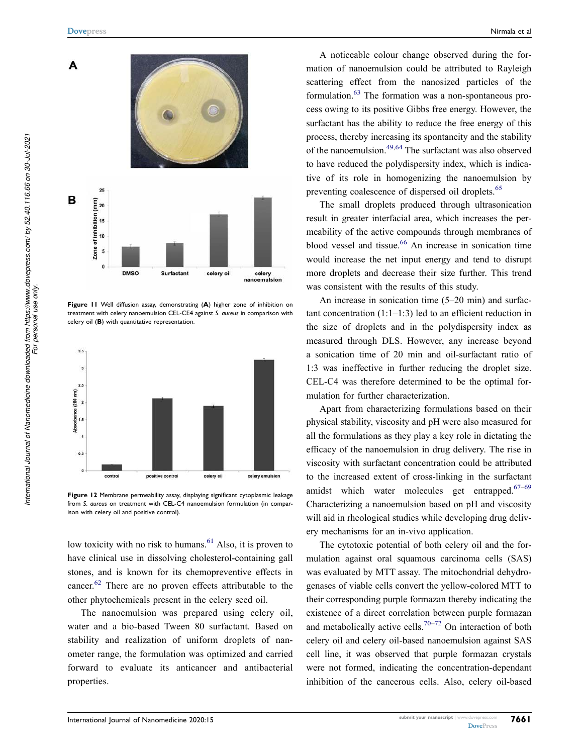**Figure 11** Well diffusion assay, demonstrating (**A**) higher zone of inhibition on treatment with celery nanoemulsion CEL-CE4 against *S. aureus* in comparison with celery oil (**B**) with quantitative representation.

**Figure 12** Membrane permeability assay, displaying significant cytoplasmic leakage from *S. aureus* on treatment with CEL-C4 nanoemulsion formulation (in comparison with celery oil and positive control).

low toxicity with no risk to humans.[61] Also, it is proven to have clinical use in dissolving cholesterol-containing gall stones, and is known for its chemopreventive effects in cancer.[62] There are no proven effects attributable to the other phytochemicals present in the celery seed oil.

The nanoemulsion was prepared using celery oil, water and a bio-based Tween 80 surfactant. Based on stability and realization of uniform droplets of nanometer range, the formulation was optimized and carried forward to evaluate its anticancer and antibacterial properties.

A noticeable colour change observed during the formation of nanoemulsion could be attributed to Rayleigh scattering effect from the nanosized particles of the formulation.[63] The formation was a non-spontaneous process owing to its positive Gibbs free energy. However, the surfactant has the ability to reduce the free energy of this process, thereby increasing its spontaneity and the stability of the nanoemulsion.[49,64] The surfactant was also observed to have reduced the polydispersity index, which is indicative of its role in homogenizing the nanoemulsion by preventing coalescence of dispersed oil droplets.[65]

The small droplets produced through ultrasonication result in greater interfacial area, which increases the permeability of the active compounds through membranes of blood vessel and tissue.[66] An increase in sonication time would increase the net input energy and tend to disrupt more droplets and decrease their size further. This trend was consistent with the results of this study.

An increase in sonication time (5–20 min) and surfactant concentration (1:1–1:3) led to an efficient reduction in the size of droplets and in the polydispersity index as measured through DLS. However, any increase beyond a sonication time of 20 min and oil-surfactant ratio of 1:3 was ineffective in further reducing the droplet size. CEL-C4 was therefore determined to be the optimal formulation for further characterization.

Apart from characterizing formulations based on their physical stability, viscosity and pH were also measured for all the formulations as they play a key role in dictating the efficacy of the nanoemulsion in drug delivery. The rise in viscosity with surfactant concentration could be attributed to the increased extent of cross-linking in the surfactant amidst which water molecules get entrapped.[67–69] Characterizing a nanoemulsion based on pH and viscosity will aid in rheological studies while developing drug delivery mechanisms for an in-vivo application.

The cytotoxic potential of both celery oil and the formulation against oral squamous carcinoma cells (SAS) was evaluated by MTT assay. The mitochondrial dehydrogenases of viable cells convert the yellow-colored MTT to their corresponding purple formazan thereby indicating the existence of a direct correlation between purple formazan and metabolically active cells.[70–72] On interaction of both celery oil and celery oil-based nanoemulsion against SAS cell line, it was observed that purple formazan crystals were not formed, indicating the concentration-dependant inhibition of the cancerous cells. Also, celery oil-based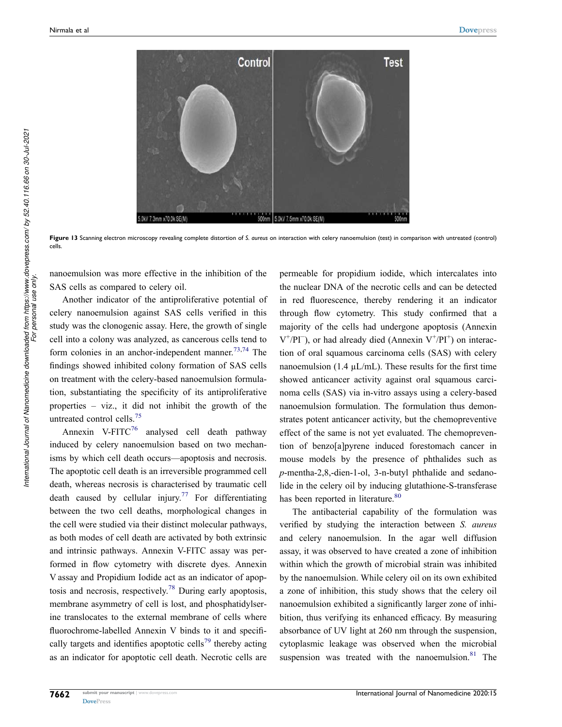**Figure 13** Scanning electron microscopy revealing complete distortion of *S. aureus* on interaction with celery nanoemulsion (test) in comparison with untreated (control) cells.

nanoemulsion was more effective in the inhibition of the SAS cells as compared to celery oil.

Another indicator of the antiproliferative potential of celery nanoemulsion against SAS cells verified in this study was the clonogenic assay. Here, the growth of single cell into a colony was analyzed, as cancerous cells tend to form colonies in an anchor-independent manner.[73,74] The findings showed inhibited colony formation of SAS cells on treatment with the celery-based nanoemulsion formulation, substantiating the specificity of its antiproliferative properties – viz., it did not inhibit the growth of the untreated control cells.[75]

Annexin V-FITC[76] analysed cell death pathway induced by celery nanoemulsion based on two mechanisms by which cell death occurs—apoptosis and necrosis. The apoptotic cell death is an irreversible programmed cell death, whereas necrosis is characterised by traumatic cell death caused by cellular injury.[77] For differentiating between the two cell deaths, morphological changes in the cell were studied via their distinct molecular pathways, as both modes of cell death are activated by both extrinsic and intrinsic pathways. Annexin V-FITC assay was performed in flow cytometry with discrete dyes. Annexin V assay and Propidium Iodide act as an indicator of apoptosis and necrosis, respectively.[78] During early apoptosis, membrane asymmetry of cell is lost, and phosphatidylserine translocates to the external membrane of cells where fluorochrome-labelled Annexin V binds to it and specifically targets and identifies apoptotic cells[79] thereby acting as an indicator for apoptotic cell death. Necrotic cells are permeable for propidium iodide, which intercalates into the nuclear DNA of the necrotic cells and can be detected in red fluorescence, thereby rendering it an indicator through flow cytometry. This study confirmed that a majority of the cells had undergone apoptosis (Annexin $V^+/PI^-$), or had already died (Annexin $V^+/PI^+$) on interaction of oral squamous carcinoma cells (SAS) with celery nanoemulsion (1.4 µL/mL). These results for the first time showed anticancer activity against oral squamous carcinoma cells (SAS) via in-vitro assays using a celery-based nanoemulsion formulation. The formulation thus demonstrates potent anticancer activity, but the chemopreventive effect of the same is not yet evaluated. The chemoprevention of benzo[a]pyrene induced forestomach cancer in mouse models by the presence of phthalides such as *p*-mentha-2,8,-dien-1-ol, 3-n-butyl phthalide and sedanolide in the celery oil by inducing glutathione-S-transferase has been reported in literature.[80]

The antibacterial capability of the formulation was verified by studying the interaction between *S. aureus* and celery nanoemulsion. In the agar well diffusion assay, it was observed to have created a zone of inhibition within which the growth of microbial strain was inhibited by the nanoemulsion. While celery oil on its own exhibited a zone of inhibition, this study shows that the celery oil nanoemulsion exhibited a significantly larger zone of inhibition, thus verifying its enhanced efficacy. By measuring absorbance of UV light at 260 nm through the suspension, cytoplasmic leakage was observed when the microbial suspension was treated with the nanoemulsion.[81] The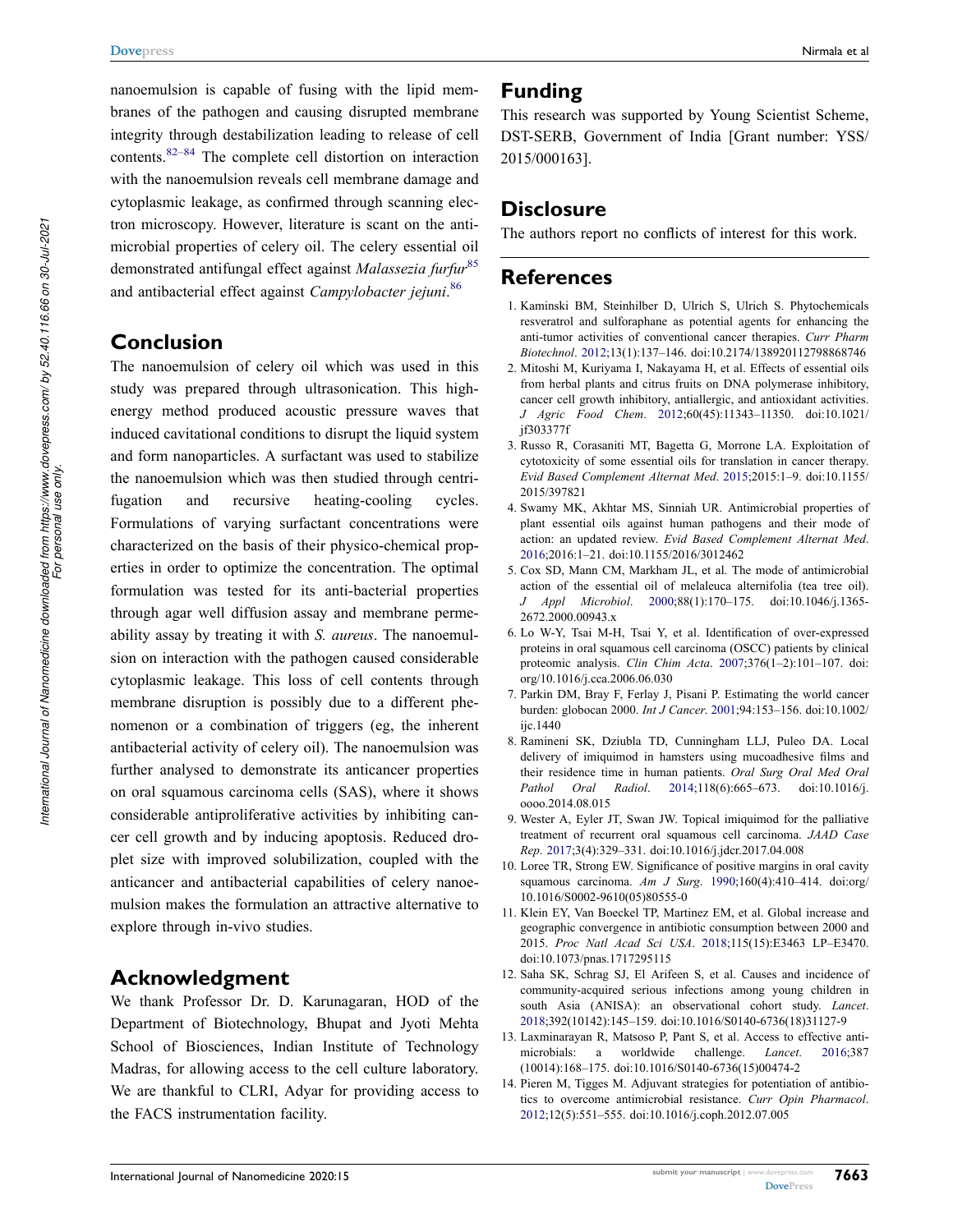nanoemulsion is capable of fusing with the lipid membranes of the pathogen and causing disrupted membrane integrity through destabilization leading to release of cell contents.[82–84] The complete cell distortion on interaction with the nanoemulsion reveals cell membrane damage and cytoplasmic leakage, as confirmed through scanning electron microscopy. However, literature is scant on the antimicrobial properties of celery oil. The celery essential oil demonstrated antifungal effect against *Malassezia furfur*[85] and antibacterial effect against *Campylobacter jejuni*.[86]

## Conclusion

The nanoemulsion of celery oil which was used in this study was prepared through ultrasonication. This high-energy method produced acoustic pressure waves that induced cavitational conditions to disrupt the liquid system and form nanoparticles. A surfactant was used to stabilize the nanoemulsion which was then studied through centrifugation and recursive heating-cooling cycles. Formulations of varying surfactant concentrations were characterized on the basis of their physico-chemical properties in order to optimize the concentration. The optimal formulation was tested for its anti-bacterial properties through agar well diffusion assay and membrane permeability assay by treating it with *S. aureus*. The nanoemulsion on interaction with the pathogen caused considerable cytoplasmic leakage. This loss of cell contents through membrane disruption is possibly due to a different phenomenon or a combination of triggers (eg, the inherent antibacterial activity of celery oil). The nanoemulsion was further analysed to demonstrate its anticancer properties on oral squamous carcinoma cells (SAS), where it shows considerable antiproliferative activities by inhibiting cancer cell growth and by inducing apoptosis. Reduced droplet size with improved solubilization, coupled with the anticancer and antibacterial capabilities of celery nanoemulsion makes the formulation an attractive alternative to explore through in-vivo studies.

## Acknowledgment

We thank Professor Dr. D. Karunagaran, HOD of the Department of Biotechnology, Bhupat and Jyoti Mehta School of Biosciences, Indian Institute of Technology Madras, for allowing access to the cell culture laboratory. We are thankful to CLRI, Adyar for providing access to the FACS instrumentation facility.

## Funding

This research was supported by Young Scientist Scheme, DST-SERB, Government of India [Grant number: YSS/2015/000163].

## Disclosure

The authors report no conflicts of interest for this work.

## References

1. Kaminski BM, Steinhilber D, Ulrich S, Ulrich S. Phytochemicals resveratrol and sulforaphane as potential agents for enhancing the anti-tumor activities of conventional cancer therapies. *Curr Pharm Biotechnol*. 2012;13(1):137–146. doi:10.2174/138920112798868746
2. Mitoshi M, Kuriyama I, Nakayama H, et al. Effects of essential oils from herbal plants and citrus fruits on DNA polymerase inhibitory, cancer cell growth inhibitory, antiallergic, and antioxidant activities. *J Agric Food Chem*. 2012;60(45):11343–11350. doi:10.1021/jf303377f
3. Russo R, Corasaniti MT, Bagetta G, Morrone LA. Exploitation of cytotoxicity of some essential oils for translation in cancer therapy. *Evid Based Complement Alternat Med*. 2015;2015:1–9. doi:10.1155/2015/397821
4. Swamy MK, Akhtar MS, Sinniah UR. Antimicrobial properties of plant essential oils against human pathogens and their mode of action: an updated review. *Evid Based Complement Alternat Med*. 2016;2016:1–21. doi:10.1155/2016/3012462
5. Cox SD, Mann CM, Markham JL, et al. The mode of antimicrobial action of the essential oil of melaleuca alternifolia (tea tree oil). *J Appl Microbiol*. 2000;88(1):170–175. doi:10.1046/j.1365-2672.2000.00943.x
6. Lo W-Y, Tsai M-H, Tsai Y, et al. Identification of over-expressed proteins in oral squamous cell carcinoma (OSCC) patients by clinical proteomic analysis. *Clin Chim Acta*. 2007;376(1–2):101–107. doi:org/10.1016/j.cca.2006.06.030
7. Parkin DM, Bray F, Ferlay J, Pisani P. Estimating the world cancer burden: globocan 2000. *Int J Cancer*. 2001;94:153–156. doi:10.1002/ijc.1440
8. Ramineni SK, Dziubla TD, Cunningham LLJ, Puleo DA. Local delivery of imiquimod in hamsters using mucoadhesive films and their residence time in human patients. *Oral Surg Oral Med Oral Pathol Oral Radiol*. 2014;118(6):665–673. doi:10.1016/j.oooo.2014.08.015
9. Wester A, Eyler JT, Swan JW. Topical imiquimod for the palliative treatment of recurrent oral squamous cell carcinoma. *JAAD Case Rep*. 2017;3(4):329–331. doi:10.1016/j.jdcr.2017.04.008
10. Loree TR, Strong EW. Significance of positive margins in oral cavity squamous carcinoma. *Am J Surg*. 1990;160(4):410–414. doi:org/10.1016/S0002-9610(05)80555-0
11. Klein EY, Van Boeckel TP, Martinez EM, et al. Global increase and geographic convergence in antibiotic consumption between 2000 and 2015. *Proc Natl Acad Sci USA*. 2018;115(15):E3463 LP–E3470. doi:10.1073/pnas.1717295115
12. Saha SK, Schrag SJ, El Arifeen S, et al. Causes and incidence of community-acquired serious infections among young children in south Asia (ANISA): an observational cohort study. *Lancet*. 2018;392(10142):145–159. doi:10.1016/S0140-6736(18)31127-9
13. Laxminarayan R, Matsoso P, Pant S, et al. Access to effective antimicrobials: a worldwide challenge. *Lancet*. 2016;387(10014):168–175. doi:10.1016/S0140-6736(15)00474-2
14. Pieren M, Tigges M. Adjuvant strategies for potentiation of antibiotics to overcome antimicrobial resistance. *Curr Opin Pharmacol*. 2012;12(5):551–555. doi:10.1016/j.coph.2012.07.005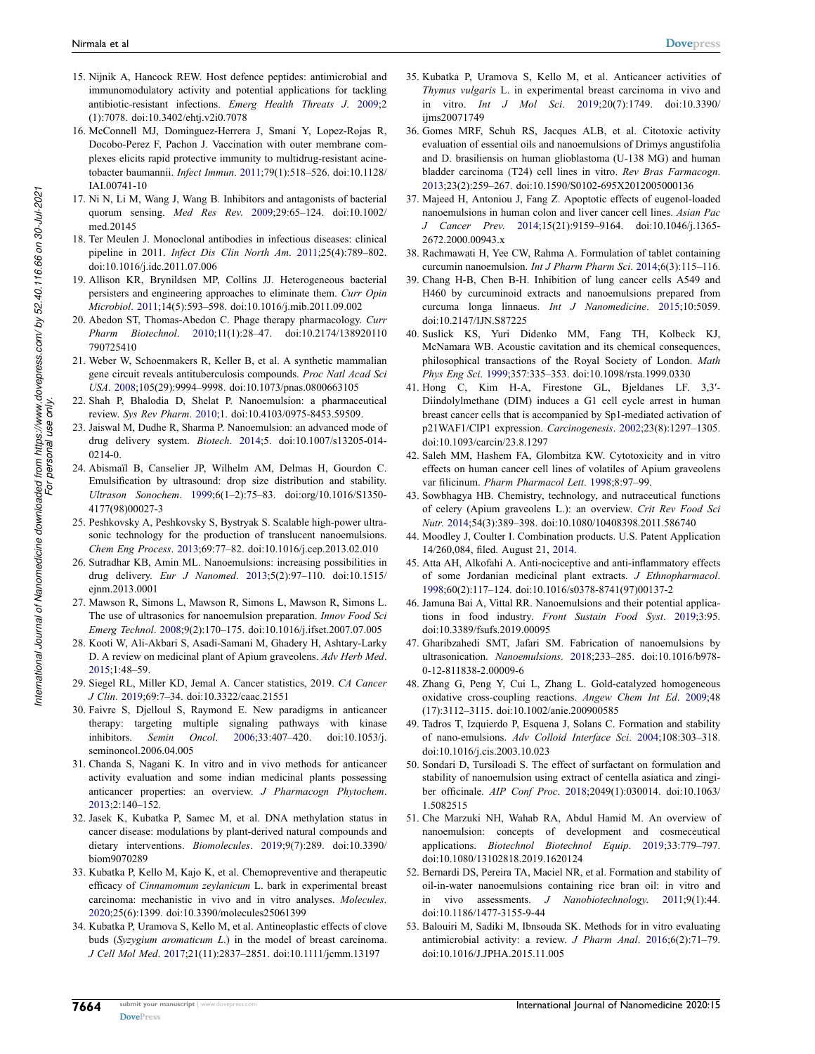15. Nijnik A, Hancock REW. Host defence peptides: antimicrobial and immunomodulatory activity and potential applications for tackling antibiotic-resistant infections. *Emerg Health Threats J*. 2009;2 (1):7078. doi:10.3402/ehtj.v2i0.7078
16. McConnell MJ, Dominguez-Herrera J, Smani Y, Lopez-Rojas R, Docobo-Perez F, Pachon J. Vaccination with outer membrane complexes elicits rapid protective immunity to multidrug-resistant acinetobacter baumannii. *Infect Immun*. 2011;79(1):518–526. doi:10.1128/IAI.00741-10
17. Ni N, Li M, Wang J, Wang B. Inhibitors and antagonists of bacterial quorum sensing. *Med Res Rev*. 2009;29:65–124. doi:10.1002/med.20145
18. Ter Meulen J. Monoclonal antibodies in infectious diseases: clinical pipeline in 2011. *Infect Dis Clin North Am*. 2011;25(4):789–802. doi:10.1016/j.idc.2011.07.006
19. Allison KR, Brynildsen MP, Collins JJ. Heterogeneous bacterial persisters and engineering approaches to eliminate them. *Curr Opin Microbiol*. 2011;14(5):593–598. doi:10.1016/j.mib.2011.09.002
20. Abedon ST, Thomas-Abedon C. Phage therapy pharmacology. *Curr Pharm Biotechnol*. 2010;11(1):28–47. doi:10.2174/138920110790725410
21. Weber W, Schoenmakers R, Keller B, et al. A synthetic mammalian gene circuit reveals antituberculosis compounds. *Proc Natl Acad Sci USA*. 2008;105(29):9994–9998. doi:10.1073/pnas.0800663105
22. Shah P, Bhalodia D, Shelat P. Nanoemulsion: a pharmaceutical review. *Sys Rev Pharm*. 2010;1. doi:10.4103/0975-8453.59509.
23. Jaiswal M, Dudhe R, Sharma P. Nanoemulsion: an advanced mode of drug delivery system. *Biotech*. 2014;5. doi:10.1007/s13205-014-0214-0.
24. Abismaïl B, Canselier JP, Wilhelm AM, Delmas H, Gourdon C. Emulsification by ultrasound: drop size distribution and stability. *Ultrason Sonochem*. 1999;6(1–2):75–83. doi:org/10.1016/S1350-4177(98)00027-3
25. Peshkovsky A, Peshkovsky S, Bystryak S. Scalable high-power ultrasonic technology for the production of translucent nanoemulsions. *Chem Eng Process*. 2013;69:77–82. doi:10.1016/j.cep.2013.02.010
26. Sutradhar KB, Amin ML. Nanoemulsions: increasing possibilities in drug delivery. *Eur J Nanomed*. 2013;5(2):97–110. doi:10.1515/ejnm.2013.0001
27. Mawson R, Simons L, Mawson R, Simons L, Mawson R, Simons L. The use of ultrasonics for nanoemulsion preparation. *Innov Food Sci Emerg Technol*. 2008;9(2):170–175. doi:10.1016/j.ifset.2007.07.005
28. Kooti W, Ali-Akbari S, Asadi-Samani M, Ghadery H, Ashtary-Larky D. A review on medicinal plant of Apium graveolens. *Adv Herb Med*. 2015;1:48–59.
29. Siegel RL, Miller KD, Jemal A. Cancer statistics, 2019. *CA Cancer J Clin*. 2019;69:7–34. doi:10.3322/caac.21551
30. Faivre S, Djelloul S, Raymond E. New paradigms in anticancer therapy: targeting multiple signaling pathways with kinase inhibitors. *Semin Oncol*. 2006;33:407–420. doi:10.1053/j.seminoncol.2006.04.005
31. Chanda S, Nagani K. In vitro and in vivo methods for anticancer activity evaluation and some indian medicinal plants possessing anticancer properties: an overview. *J Pharmacogn Phytochem*. 2013;2:140–152.
32. Jasek K, Kubatka P, Samec M, et al. DNA methylation status in cancer disease: modulations by plant-derived natural compounds and dietary interventions. *Biomolecules*. 2019;9(7):289. doi:10.3390/biom9070289
33. Kubatka P, Kello M, Kajo K, et al. Chemopreventive and therapeutic efficacy of *Cinnamomum zeylanicum* L. bark in experimental breast carcinoma: mechanistic in vivo and in vitro analyses. *Molecules*. 2020;25(6):1399. doi:10.3390/molecules25061399
34. Kubatka P, Uramova S, Kello M, et al. Antineoplastic effects of clove buds (*Syzygium aromaticum L.*) in the model of breast carcinoma. *J Cell Mol Med*. 2017;21(11):2837–2851. doi:10.1111/jcmm.13197
35. Kubatka P, Uramova S, Kello M, et al. Anticancer activities of *Thymus vulgaris* L. in experimental breast carcinoma in vivo and in vitro. *Int J Mol Sci*. 2019;20(7):1749. doi:10.3390/ijms20071749
36. Gomes MRF, Schuh RS, Jacques ALB, et al. Citotoxic activity evaluation of essential oils and nanoemulsions of Drimys angustifolia and D. brasiliensis on human glioblastoma (U-138 MG) and human bladder carcinoma (T24) cell lines in vitro. *Rev Bras Farmacogn*. 2013;23(2):259–267. doi:10.1590/S0102-695X2012005000136
37. Majeed H, Antoniou J, Fang Z. Apoptotic effects of eugenol-loaded nanoemulsions in human colon and liver cancer cell lines. *Asian Pac J Cancer Prev*. 2014;15(21):9159–9164. doi:10.1046/j.1365-2672.2000.00943.x
38. Rachmawati H, Yee CW, Rahma A. Formulation of tablet containing curcumin nanoemulsion. *Int J Pharm Pharm Sci*. 2014;6(3):115–116.
39. Chang H-B, Chen B-H. Inhibition of lung cancer cells A549 and H460 by curcuminoid extracts and nanoemulsions prepared from curcuma longa linnaeus. *Int J Nanomedicine*. 2015;10:5059. doi:10.2147/IJN.S87225
40. Suslick KS, Yuri Didenko MM, Fang TH, Kolbeck KJ, McNamara WB. Acoustic cavitation and its chemical consequences, philosophical transactions of the Royal Society of London. *Math Phys Eng Sci*. 1999;357:335–353. doi:10.1098/rsta.1999.0330
41. Hong C, Kim H-A, Firestone GL, Bjeldanes LF. 3,3′-Diindolylmethane (DIM) induces a G1 cell cycle arrest in human breast cancer cells that is accompanied by Sp1-mediated activation of p21WAF1/CIP1 expression. *Carcinogenesis*. 2002;23(8):1297–1305. doi:10.1093/carcin/23.8.1297
42. Saleh MM, Hashem FA, Glombitza KW. Cytotoxicity and in vitro effects on human cancer cell lines of volatiles of Apium graveolens var filicinum. *Pharm Pharmacol Lett*. 1998;8:97–99.
43. Sowbhagya HB. Chemistry, technology, and nutraceutical functions of celery (Apium graveolens L.): an overview. *Crit Rev Food Sci Nutr*. 2014;54(3):389–398. doi:10.1080/10408398.2011.586740
44. Moodley J, Coulter I. Combination products. U.S. Patent Application 14/260,084, filed. August 21, 2014.
45. Atta AH, Alkofahi A. Anti-nociceptive and anti-inflammatory effects of some Jordanian medicinal plant extracts. *J Ethnopharmacol*. 1998;60(2):117–124. doi:10.1016/s0378-8741(97)00137-2
46. Jamuna Bai A, Vittal RR. Nanoemulsions and their potential applications in food industry. *Front Sustain Food Syst*. 2019;3:95. doi:10.3389/fsufs.2019.00095
47. Gharibzahedi SMT, Jafari SM. Fabrication of nanoemulsions by ultrasonication. *Nanoemulsions*. 2018;233–285. doi:10.1016/b978-0-12-811838-2.00009-6
48. Zhang G, Peng Y, Cui L, Zhang L. Gold-catalyzed homogeneous oxidative cross-coupling reactions. *Angew Chem Int Ed*. 2009;48 (17):3112–3115. doi:10.1002/anie.200900585
49. Tadros T, Izquierdo P, Esquena J, Solans C. Formation and stability of nano-emulsions. *Adv Colloid Interface Sci*. 2004;108:303–318. doi:10.1016/j.cis.2003.10.023
50. Sondari D, Tursiloadi S. The effect of surfactant on formulation and stability of nanoemulsion using extract of centella asiatica and zingiber officinale. *AIP Conf Proc*. 2018;2049(1):030014. doi:10.1063/1.5082515
51. Che Marzuki NH, Wahab RA, Abdul Hamid M. An overview of nanoemulsion: concepts of development and cosmeceutical applications. *Biotechnol Biotechnol Equip*. 2019;33:779–797. doi:10.1080/13102818.2019.1620124
52. Bernardi DS, Pereira TA, Maciel NR, et al. Formation and stability of oil-in-water nanoemulsions containing rice bran oil: in vitro and in vivo assessments. *J Nanobiotechnology.* 2011;9(1):44. doi:10.1186/1477-3155-9-44
53. Balouiri M, Sadiki M, Ibnsouda SK. Methods for in vitro evaluating antimicrobial activity: a review. *J Pharm Anal*. 2016;6(2):71–79. doi:10.1016/J.JPHA.2015.11.005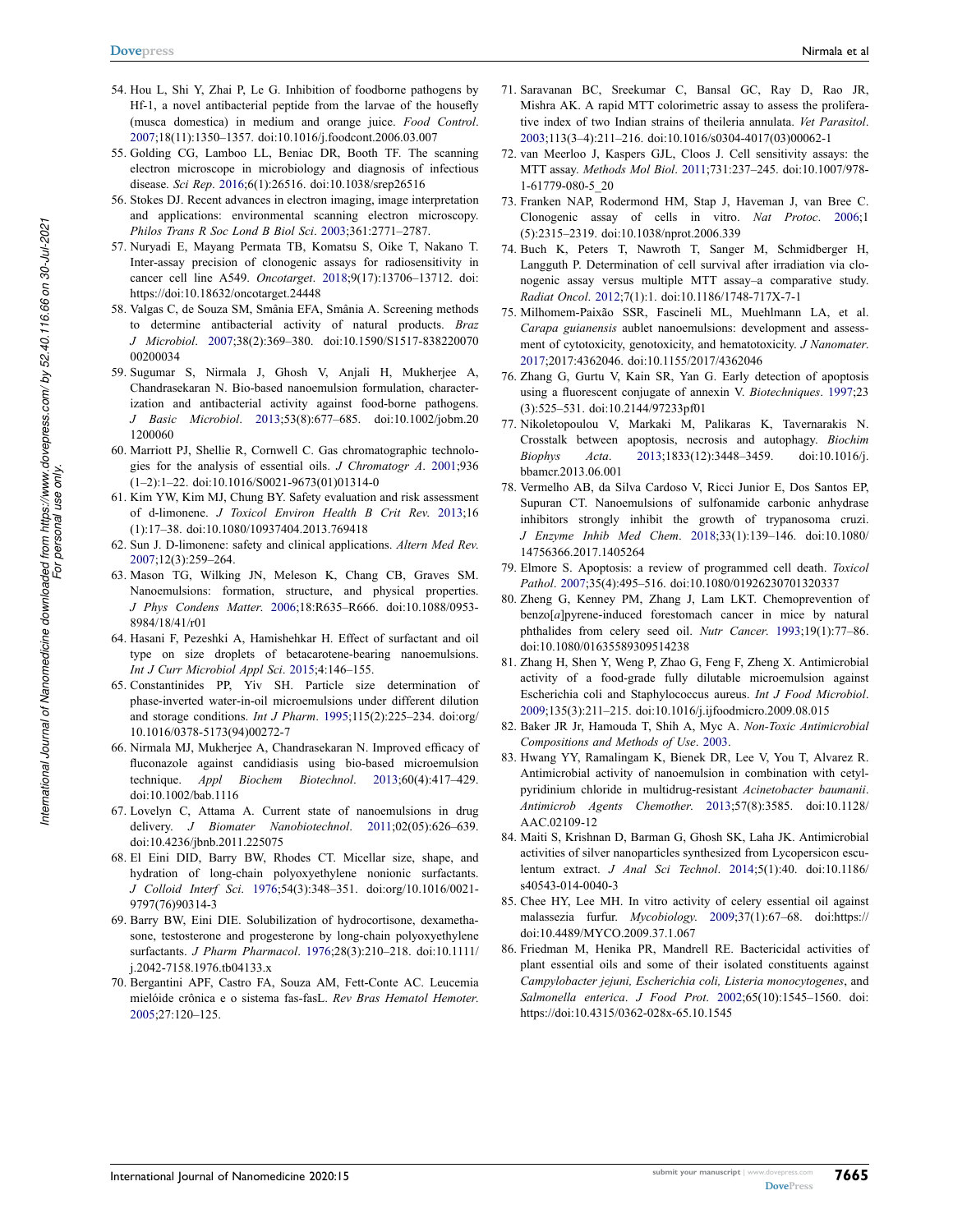54. Hou L, Shi Y, Zhai P, Le G. Inhibition of foodborne pathogens by Hf-1, a novel antibacterial peptide from the larvae of the housefly (musca domestica) in medium and orange juice. *Food Control*. 2007;18(11):1350–1357. doi:10.1016/j.foodcont.2006.03.007
55. Golding CG, Lamboo LL, Beniac DR, Booth TF. The scanning electron microscope in microbiology and diagnosis of infectious disease. *Sci Rep*. 2016;6(1):26516. doi:10.1038/srep26516
56. Stokes DJ. Recent advances in electron imaging, image interpretation and applications: environmental scanning electron microscopy. *Philos Trans R Soc Lond B Biol Sci*. 2003;361:2771–2787.
57. Nuryadi E, Mayang Permata TB, Komatsu S, Oike T, Nakano T. Inter-assay precision of clonogenic assays for radiosensitivity in cancer cell line A549. *Oncotarget*. 2018;9(17):13706–13712. doi: https://doi:10.18632/oncotarget.24448
58. Valgas C, de Souza SM, Smânia EFA, Smânia A. Screening methods to determine antibacterial activity of natural products. *Braz J Microbiol*. 2007;38(2):369–380. doi:10.1590/S1517-83822007000200034
59. Sugumar S, Nirmala J, Ghosh V, Anjali H, Mukherjee A, Chandrasekaran N. Bio-based nanoemulsion formulation, characterization and antibacterial activity against food-borne pathogens. *J Basic Microbiol*. 2013;53(8):677–685. doi:10.1002/jobm.201200060
60. Marriott PJ, Shellie R, Cornwell C. Gas chromatographic technologies for the analysis of essential oils. *J Chromatogr A*. 2001;936(1–2):1–22. doi:10.1016/S0021-9673(01)01314-0
61. Kim YW, Kim MJ, Chung BY. Safety evaluation and risk assessment of d-limonene. *J Toxicol Environ Health B Crit Rev*. 2013;16(1):17–38. doi:10.1080/10937404.2013.769418
62. Sun J. D-limonene: safety and clinical applications. *Altern Med Rev*. 2007;12(3):259–264.
63. Mason TG, Wilking JN, Meleson K, Chang CB, Graves SM. Nanoemulsions: formation, structure, and physical properties. *J Phys Condens Matter*. 2006;18:R635–R666. doi:10.1088/0953-8984/18/41/r01
64. Hasani F, Pezeshki A, Hamishehkar H. Effect of surfactant and oil type on size droplets of betacarotene-bearing nanoemulsions. *Int J Curr Microbiol Appl Sci*. 2015;4:146–155.
65. Constantinides PP, Yiv SH. Particle size determination of phase-inverted water-in-oil microemulsions under different dilution and storage conditions. *Int J Pharm*. 1995;115(2):225–234. doi:org/10.1016/0378-5173(94)00272-7
66. Nirmala MJ, Mukherjee A, Chandrasekaran N. Improved efficacy of fluconazole against candidiasis using bio-based microemulsion technique. *Appl Biochem Biotechnol*. 2013;60(4):417–429. doi:10.1002/bab.1116
67. Lovelyn C, Attama A. Current state of nanoemulsions in drug delivery. *J Biomater Nanobiotechnol*. 2011;02(05):626–639. doi:10.4236/jbnb.2011.225075
68. El Eini DID, Barry BW, Rhodes CT. Micellar size, shape, and hydration of long-chain polyoxyethylene nonionic surfactants. *J Colloid Interf Sci*. 1976;54(3):348–351. doi:org/10.1016/0021-9797(76)90314-3
69. Barry BW, Eini DIE. Solubilization of hydrocortisone, dexamethasone, testosterone and progesterone by long-chain polyoxyethylene surfactants. *J Pharm Pharmacol*. 1976;28(3):210–218. doi:10.1111/j.2042-7158.1976.tb04133.x
70. Bergantini APF, Castro FA, Souza AM, Fett-Conte AC. Leucemia mielóide crônica e o sistema fas-fasL. *Rev Bras Hematol Hemoter*. 2005;27:120–125.
71. Saravanan BC, Sreekumar C, Bansal GC, Ray D, Rao JR, Mishra AK. A rapid MTT colorimetric assay to assess the proliferative index of two Indian strains of theileria annulata. *Vet Parasitol*. 2003;113(3–4):211–216. doi:10.1016/s0304-4017(03)00062-1
72. van Meerloo J, Kaspers GJL, Cloos J. Cell sensitivity assays: the MTT assay. *Methods Mol Biol*. 2011;731:237–245. doi:10.1007/978-1-61779-080-5_20
73. Franken NAP, Rodermond HM, Stap J, Haveman J, van Bree C. Clonogenic assay of cells in vitro. *Nat Protoc*. 2006;1(5):2315–2319. doi:10.1038/nprot.2006.339
74. Buch K, Peters T, Nawroth T, Sanger M, Schmidberger H, Langguth P. Determination of cell survival after irradiation via clonogenic assay versus multiple MTT assay–a comparative study. *Radiat Oncol*. 2012;7(1):1. doi:10.1186/1748-717X-7-1
75. Milhomem-Paixão SSR, Fascineli ML, Muehlmann LA, et al. *Carapa guianensis* aublet nanoemulsions: development and assessment of cytotoxicity, genotoxicity, and hematotoxicity. *J Nanomater*. 2017;2017:4362046. doi:10.1155/2017/4362046
76. Zhang G, Gurtu V, Kain SR, Yan G. Early detection of apoptosis using a fluorescent conjugate of annexin V. *Biotechniques*. 1997;23(3):525–531. doi:10.2144/97233pf01
77. Nikoletopoulou V, Markaki M, Palikaras K, Tavernarakis N. Crosstalk between apoptosis, necrosis and autophagy. *Biochim Biophys Acta*. 2013;1833(12):3448–3459. doi:10.1016/j.bbamcr.2013.06.001
78. Vermelho AB, da Silva Cardoso V, Ricci Junior E, Dos Santos EP, Supuran CT. Nanoemulsions of sulfonamide carbonic anhydrase inhibitors strongly inhibit the growth of trypanosoma cruzi. *J Enzyme Inhib Med Chem*. 2018;33(1):139–146. doi:10.1080/14756366.2017.1405264
79. Elmore S. Apoptosis: a review of programmed cell death. *Toxicol Pathol*. 2007;35(4):495–516. doi:10.1080/01926230701320337
80. Zheng G, Kenney PM, Zhang J, Lam LKT. Chemoprevention of benzo[*a*]pyrene-induced forestomach cancer in mice by natural phthalides from celery seed oil. *Nutr Cancer*. 1993;19(1):77–86. doi:10.1080/01635589309514238
81. Zhang H, Shen Y, Weng P, Zhao G, Feng F, Zheng X. Antimicrobial activity of a food-grade fully dilutable microemulsion against Escherichia coli and Staphylococcus aureus. *Int J Food Microbiol*. 2009;135(3):211–215. doi:10.1016/j.ijfoodmicro.2009.08.015
82. Baker JR Jr, Hamouda T, Shih A, Myc A. *Non-Toxic Antimicrobial Compositions and Methods of Use*. 2003.
83. Hwang YY, Ramalingam K, Bienek DR, Lee V, You T, Alvarez R. Antimicrobial activity of nanoemulsion in combination with cetylpyridinium chloride in multidrug-resistant *Acinetobacter baumanii*. *Antimicrob Agents Chemother*. 2013;57(8):3585. doi:10.1128/AAC.02109-12
84. Maiti S, Krishnan D, Barman G, Ghosh SK, Laha JK. Antimicrobial activities of silver nanoparticles synthesized from Lycopersicon esculentum extract. *J Anal Sci Technol*. 2014;5(1):40. doi:10.1186/s40543-014-0040-3
85. Chee HY, Lee MH. In vitro activity of celery essential oil against malassezia furfur. *Mycobiology*. 2009;37(1):67–68. doi:https://doi:10.4489/MYCO.2009.37.1.067
86. Friedman M, Henika PR, Mandrell RE. Bactericidal activities of plant essential oils and some of their isolated constituents against *Campylobacter jejuni, Escherichia coli, Listeria monocytogenes*, and *Salmonella enterica*. *J Food Prot*. 2002;65(10):1545–1560. doi: https://doi:10.4315/0362-028x-65.10.1545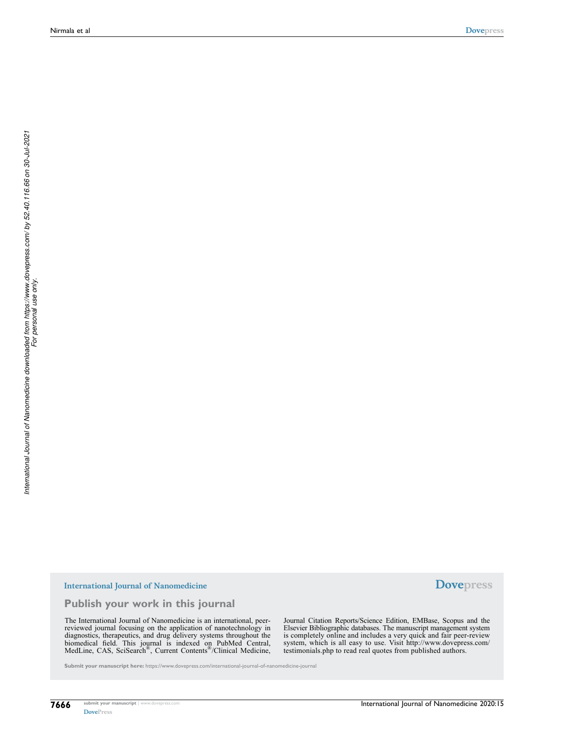**International Journal of Nanomedicine**

**Dovepress**

## Publish your work in this journal

The International Journal of Nanomedicine is an international, peer-reviewed journal focusing on the application of nanotechnology in diagnostics, therapeutics, and drug delivery systems throughout the biomedical field. This journal is indexed on PubMed Central, MedLine, CAS, SciSearch®, Current Contents®/Clinical Medicine, Journal Citation Reports/Science Edition, EMBase, Scopus and the Elsevier Bibliographic databases. The manuscript management system is completely online and includes a very quick and fair peer-review system, which is all easy to use. Visit http://www.dovepress.com/testimonials.php to read real quotes from published authors.

**Submit your manuscript here:** https://www.dovepress.com/international-journal-of-nanomedicine-journal